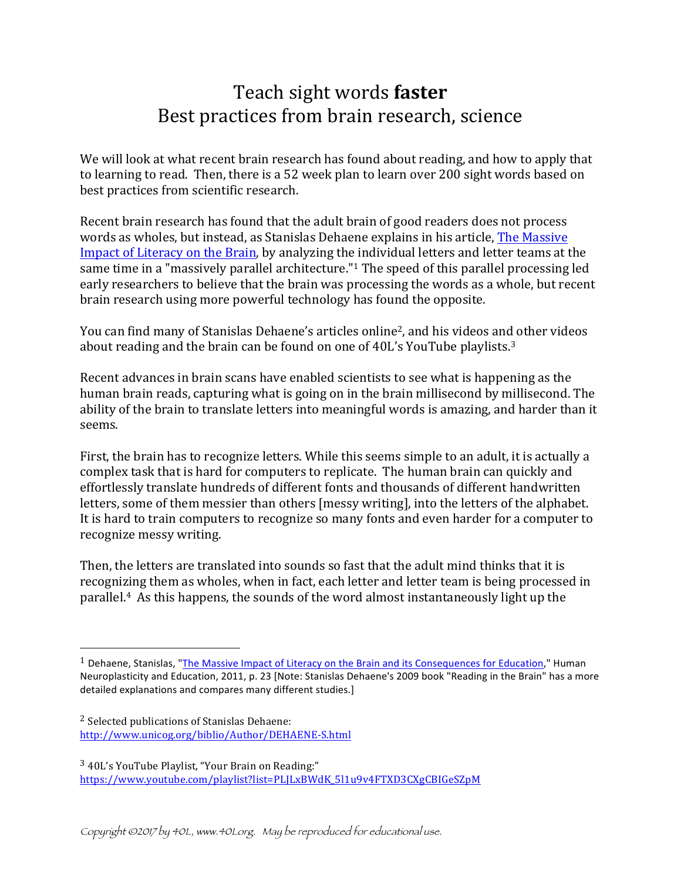# Teach sight words **faster**
## Best practices from brain research, science

We will look at what recent brain research has found about reading, and how to apply that to learning to read. Then, there is a 52 week plan to learn over 200 sight words based on best practices from scientific research.

Recent brain research has found that the adult brain of good readers does not process words as wholes, but instead, as Stanislas Dehaene explains in his article, The Massive Impact of Literacy on the Brain, by analyzing the individual letters and letter teams at the same time in a "massively parallel architecture."[1] The speed of this parallel processing led early researchers to believe that the brain was processing the words as a whole, but recent brain research using more powerful technology has found the opposite.

You can find many of Stanislas Dehaene's articles online[2], and his videos and other videos about reading and the brain can be found on one of 40L's YouTube playlists.[3]

Recent advances in brain scans have enabled scientists to see what is happening as the human brain reads, capturing what is going on in the brain millisecond by millisecond. The ability of the brain to translate letters into meaningful words is amazing, and harder than it seems.

First, the brain has to recognize letters. While this seems simple to an adult, it is actually a complex task that is hard for computers to replicate. The human brain can quickly and effortlessly translate hundreds of different fonts and thousands of different handwritten letters, some of them messier than others [messy writing], into the letters of the alphabet. It is hard to train computers to recognize so many fonts and even harder for a computer to recognize messy writing.

Then, the letters are translated into sounds so fast that the adult mind thinks that it is recognizing them as wholes, when in fact, each letter and letter team is being processed in parallel.[4] As this happens, the sounds of the word almost instantaneously light up the

---

[1] Dehaene, Stanislas, "The Massive Impact of Literacy on the Brain and its Consequences for Education," Human Neuroplasticity and Education, 2011, p. 23 [Note: Stanislas Dehaene's 2009 book "Reading in the Brain" has a more detailed explanations and compares many different studies.]

[2] Selected publications of Stanislas Dehaene: http://www.unicog.org/biblio/Author/DEHAENE-S.html

[3] 40L's YouTube Playlist, "Your Brain on Reading:" https://www.youtube.com/playlist?list=PLJLxBWdK_5l1u9v4FTXD3CXgCBIGeSZpM

*Copyright ©2017 by 40L, www.40L.org. May be reproduced for educational use.*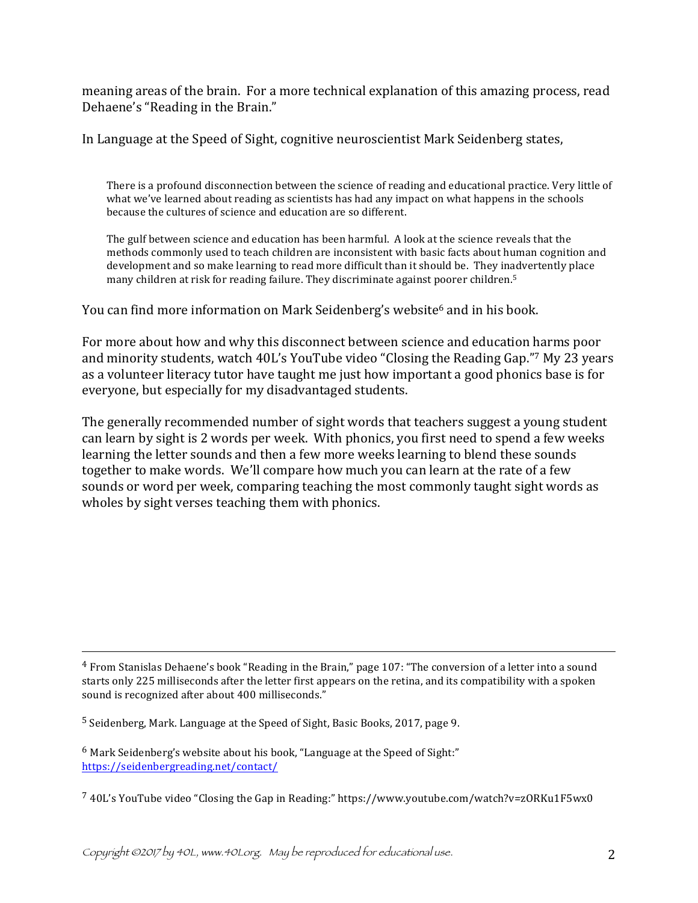meaning areas of the brain. For a more technical explanation of this amazing process, read Dehaene's "Reading in the Brain."

In Language at the Speed of Sight, cognitive neuroscientist Mark Seidenberg states,

> There is a profound disconnection between the science of reading and educational practice. Very little of what we've learned about reading as scientists has had any impact on what happens in the schools because the cultures of science and education are so different.
>
> The gulf between science and education has been harmful. A look at the science reveals that the methods commonly used to teach children are inconsistent with basic facts about human cognition and development and so make learning to read more difficult than it should be. They inadvertently place many children at risk for reading failure. They discriminate against poorer children.[5]

You can find more information on Mark Seidenberg's website[6] and in his book.

For more about how and why this disconnect between science and education harms poor and minority students, watch 40L's YouTube video "Closing the Reading Gap."[7] My 23 years as a volunteer literacy tutor have taught me just how important a good phonics base is for everyone, but especially for my disadvantaged students.

The generally recommended number of sight words that teachers suggest a young student can learn by sight is 2 words per week. With phonics, you first need to spend a few weeks learning the letter sounds and then a few more weeks learning to blend these sounds together to make words. We'll compare how much you can learn at the rate of a few sounds or word per week, comparing teaching the most commonly taught sight words as wholes by sight verses teaching them with phonics.

---

[4] From Stanislas Dehaene's book "Reading in the Brain," page 107: "The conversion of a letter into a sound starts only 225 milliseconds after the letter first appears on the retina, and its compatibility with a spoken sound is recognized after about 400 milliseconds."

[5] Seidenberg, Mark. Language at the Speed of Sight, Basic Books, 2017, page 9.

[6] Mark Seidenberg's website about his book, "Language at the Speed of Sight:" https://seidenbergreading.net/contact/

[7] 40L's YouTube video "Closing the Gap in Reading:" https://www.youtube.com/watch?v=zORKu1F5wx0

Copyright ©2017 by 40L, www.40L.org. May be reproduced for educational use.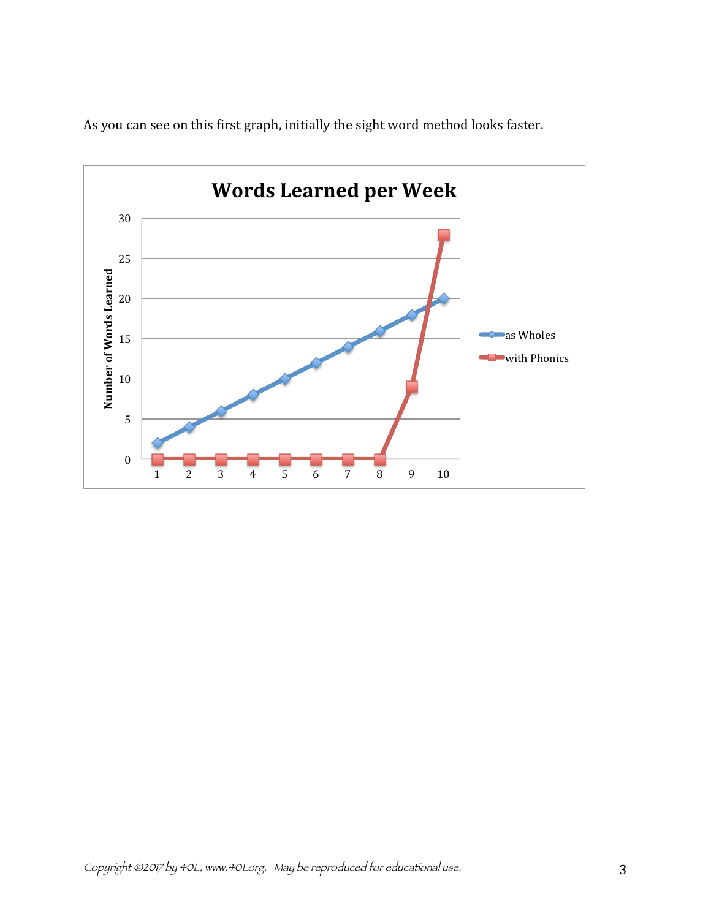As you can see on this first graph, initially the sight word method looks faster.

**Words Learned per Week**

| Week | as Wholes | with Phonics |
|---|---|---|
| 1 | 2 | 0 |
| 2 | 4 | 0 |
| 3 | 6 | 0 |
| 4 | 8 | 0 |
| 5 | 10 | 0 |
| 6 | 12 | 0 |
| 7 | 14 | 0 |
| 8 | 16 | 0 |
| 9 | 18 | 9 |
| 10 | 20 | 28 |

*Copyright ©2017 by 4OL, www.4OL.org. May be reproduced for educational use.*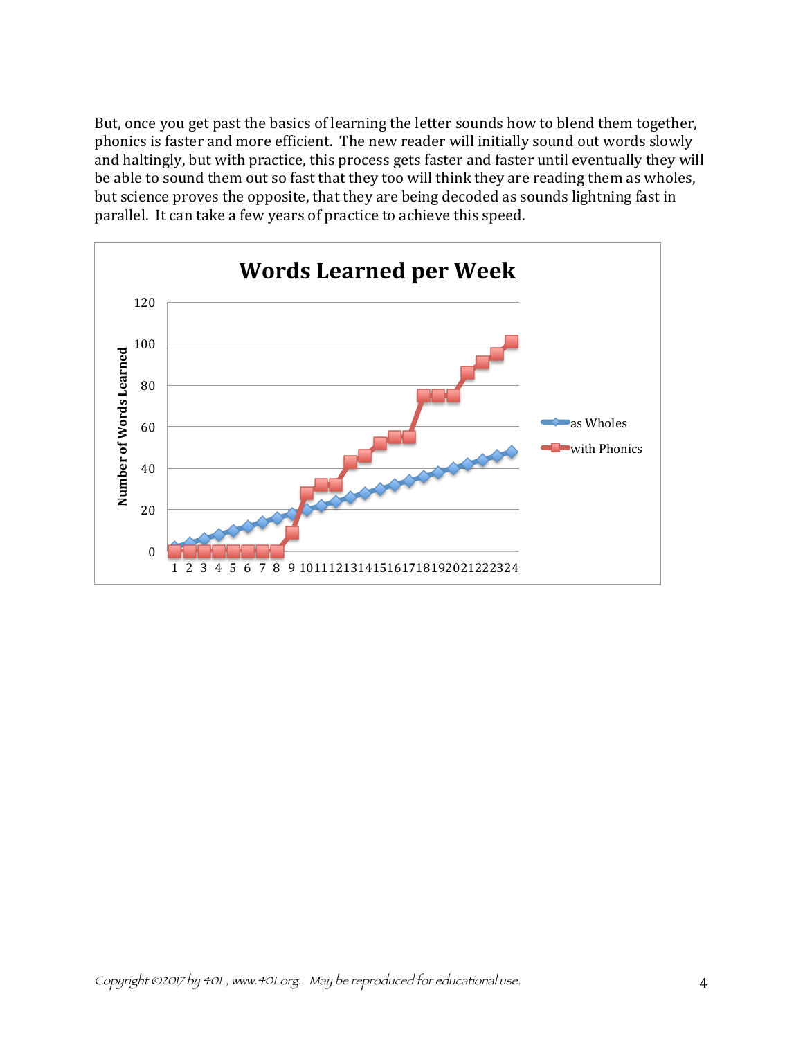But, once you get past the basics of learning the letter sounds how to blend them together, phonics is faster and more efficient. The new reader will initially sound out words slowly and haltingly, but with practice, this process gets faster and faster until eventually they will be able to sound them out so fast that they too will think they are reading them as wholes, but science proves the opposite, that they are being decoded as sounds lightning fast in parallel. It can take a few years of practice to achieve this speed.

**Words Learned per Week**

(Chart: Number of Words Learned (0–120) vs. week (1–24); series: "as Wholes" and "with Phonics")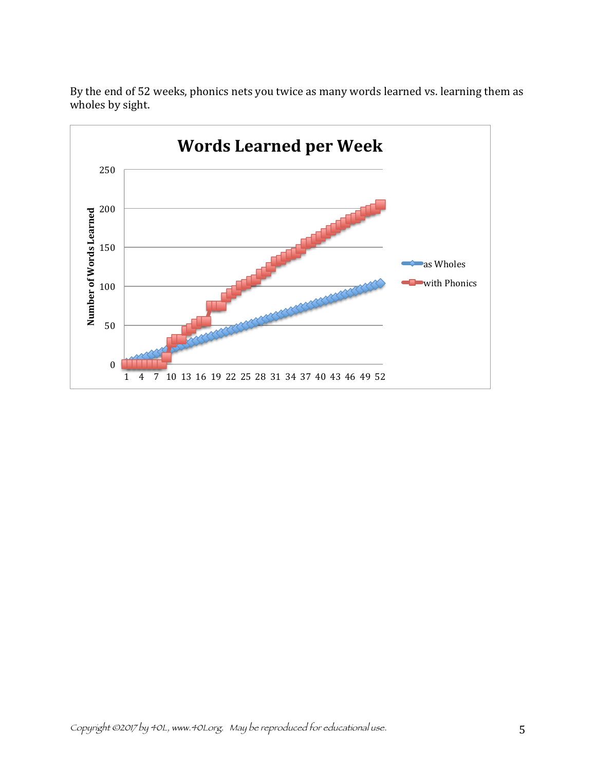By the end of 52 weeks, phonics nets you twice as many words learned vs. learning them as wholes by sight.

**Words Learned per Week**

Number of Words Learned

250
200
150
100
50
0

1 4 7 10 13 16 19 22 25 28 31 34 37 40 43 46 49 52

as Wholes
with Phonics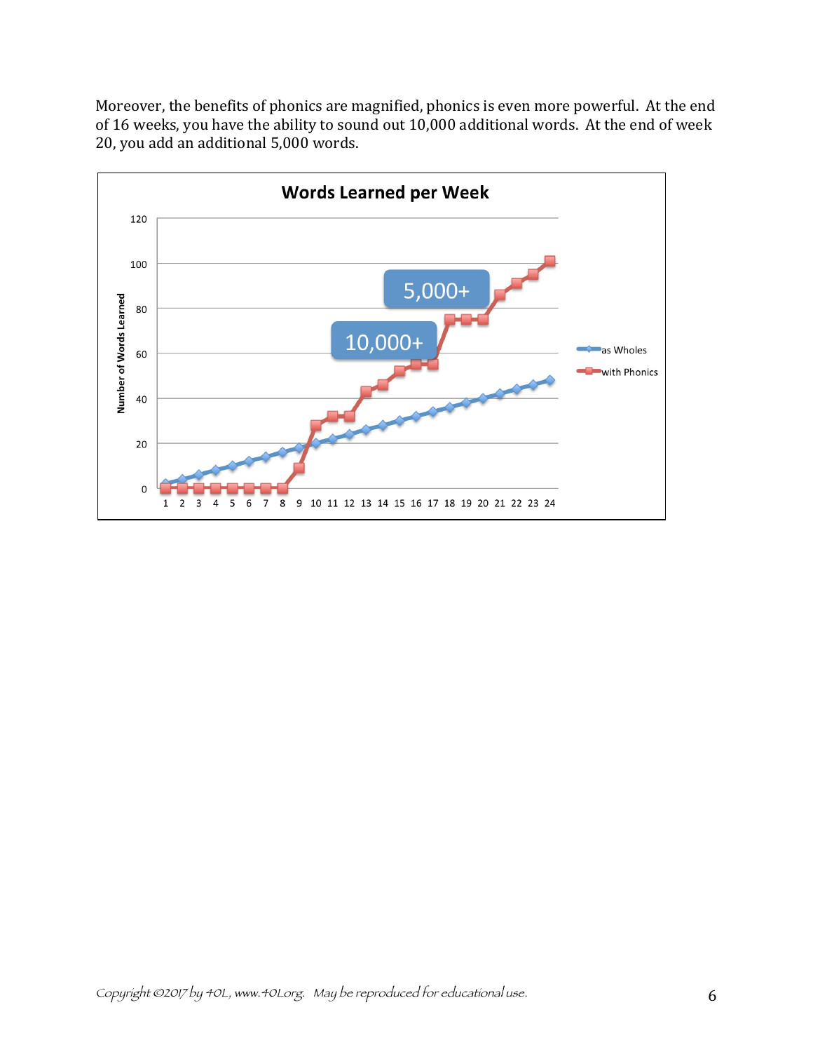Moreover, the benefits of phonics are magnified, phonics is even more powerful. At the end of 16 weeks, you have the ability to sound out 10,000 additional words. At the end of week 20, you add an additional 5,000 words.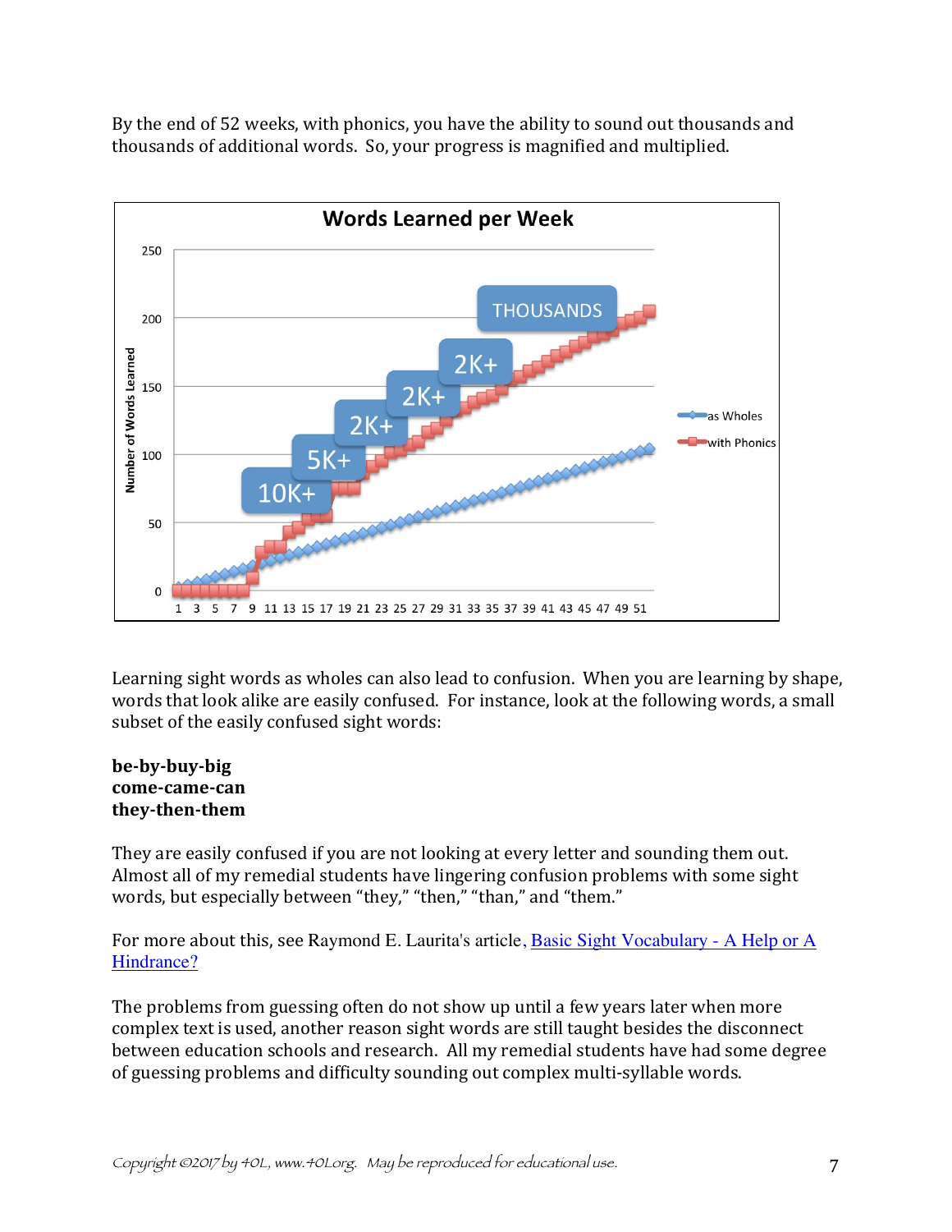By the end of 52 weeks, with phonics, you have the ability to sound out thousands and thousands of additional words. So, your progress is magnified and multiplied.

Learning sight words as wholes can also lead to confusion. When you are learning by shape, words that look alike are easily confused. For instance, look at the following words, a small subset of the easily confused sight words:

**be-by-buy-big**
**come-came-can**
**they-then-them**

They are easily confused if you are not looking at every letter and sounding them out. Almost all of my remedial students have lingering confusion problems with some sight words, but especially between "they," "then," "than," and "them."

For more about this, see Raymond E. Laurita's article, [Basic Sight Vocabulary - A Help or A Hindrance?]

The problems from guessing often do not show up until a few years later when more complex text is used, another reason sight words are still taught besides the disconnect between education schools and research. All my remedial students have had some degree of guessing problems and difficulty sounding out complex multi-syllable words.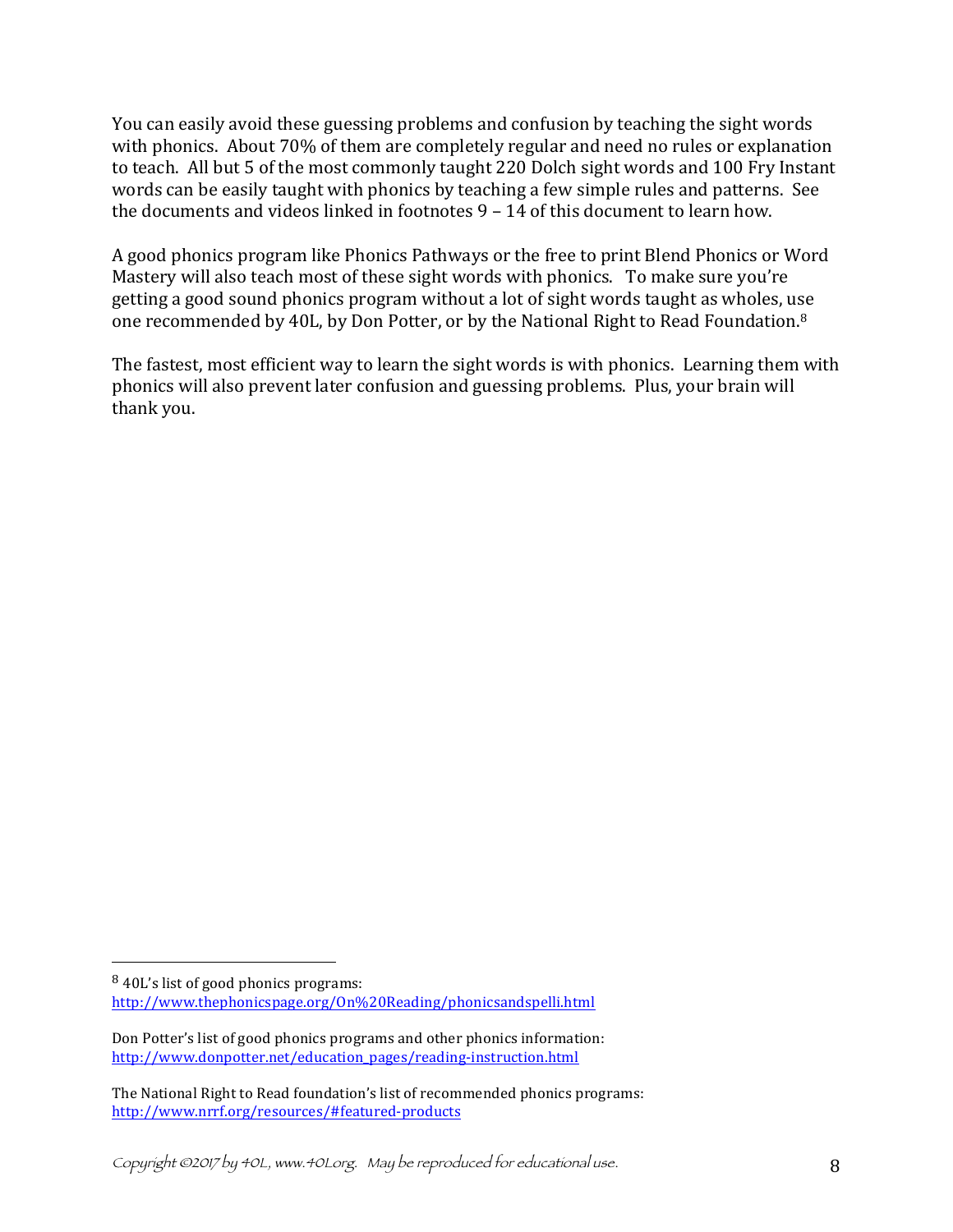You can easily avoid these guessing problems and confusion by teaching the sight words with phonics. About 70% of them are completely regular and need no rules or explanation to teach. All but 5 of the most commonly taught 220 Dolch sight words and 100 Fry Instant words can be easily taught with phonics by teaching a few simple rules and patterns. See the documents and videos linked in footnotes 9 – 14 of this document to learn how.

A good phonics program like Phonics Pathways or the free to print Blend Phonics or Word Mastery will also teach most of these sight words with phonics. To make sure you're getting a good sound phonics program without a lot of sight words taught as wholes, use one recommended by 40L, by Don Potter, or by the National Right to Read Foundation.[8]

The fastest, most efficient way to learn the sight words is with phonics. Learning them with phonics will also prevent later confusion and guessing problems. Plus, your brain will thank you.

---

[8] 40L's list of good phonics programs:
http://www.thephonicspage.org/On%20Reading/phonicsandspelli.html

Don Potter's list of good phonics programs and other phonics information:
http://www.donpotter.net/education_pages/reading-instruction.html

The National Right to Read foundation's list of recommended phonics programs:
http://www.nrrf.org/resources/#featured-products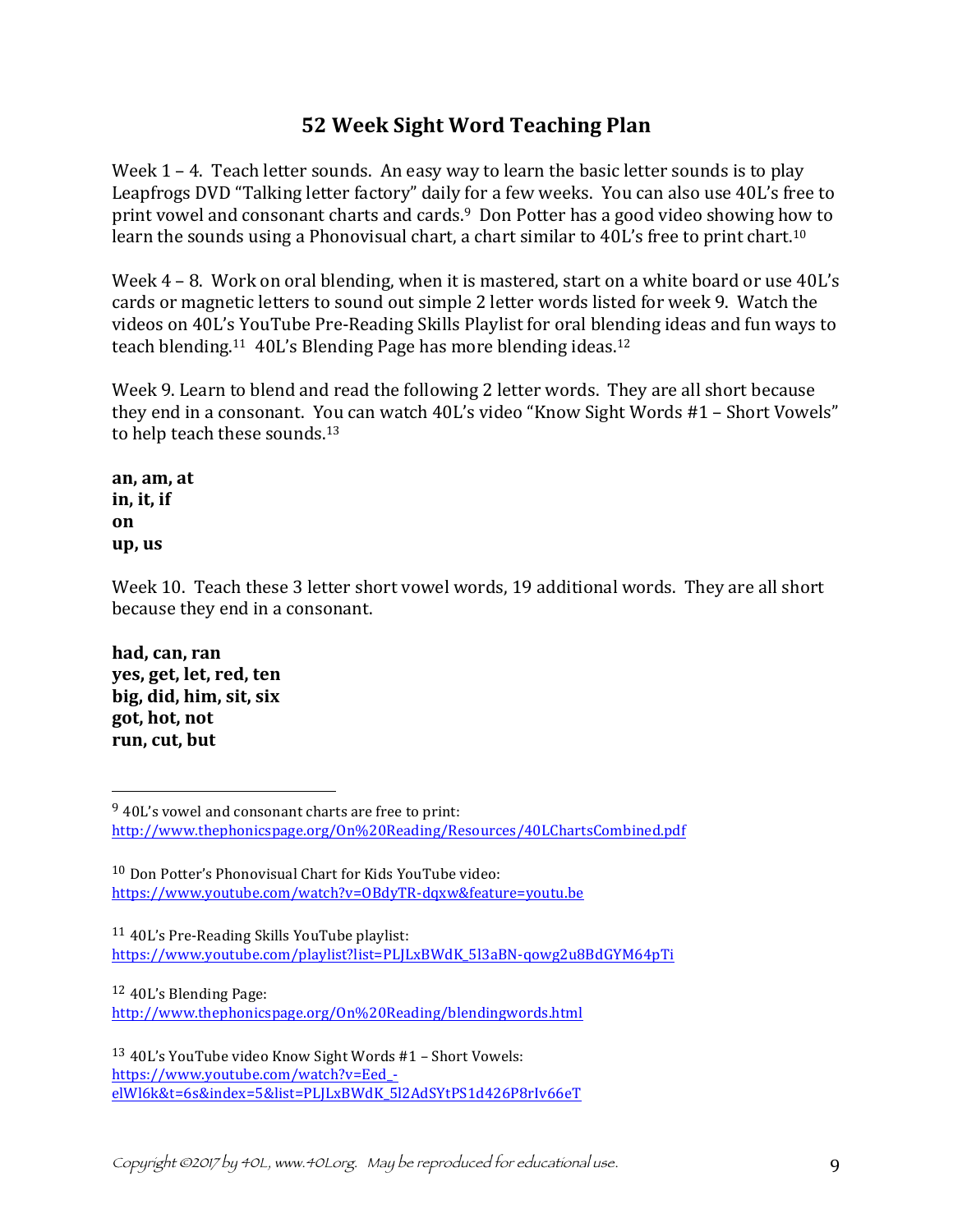# 52 Week Sight Word Teaching Plan

Week 1 – 4. Teach letter sounds. An easy way to learn the basic letter sounds is to play Leapfrogs DVD "Talking letter factory" daily for a few weeks. You can also use 40L's free to print vowel and consonant charts and cards.[9] Don Potter has a good video showing how to learn the sounds using a Phonovisual chart, a chart similar to 40L's free to print chart.[10]

Week 4 – 8. Work on oral blending, when it is mastered, start on a white board or use 40L's cards or magnetic letters to sound out simple 2 letter words listed for week 9. Watch the videos on 40L's YouTube Pre-Reading Skills Playlist for oral blending ideas and fun ways to teach blending.[11] 40L's Blending Page has more blending ideas.[12]

Week 9. Learn to blend and read the following 2 letter words. They are all short because they end in a consonant. You can watch 40L's video "Know Sight Words #1 – Short Vowels" to help teach these sounds.[13]

**an, am, at**
**in, it, if**
**on**
**up, us**

Week 10. Teach these 3 letter short vowel words, 19 additional words. They are all short because they end in a consonant.

**had, can, ran**
**yes, get, let, red, ten**
**big, did, him, sit, six**
**got, hot, not**
**run, cut, but**

---

[9] 40L's vowel and consonant charts are free to print: http://www.thephonicspage.org/On%20Reading/Resources/40LChartsCombined.pdf

[10] Don Potter's Phonovisual Chart for Kids YouTube video: https://www.youtube.com/watch?v=OBdyTR-dqxw&feature=youtu.be

[11] 40L's Pre-Reading Skills YouTube playlist: https://www.youtube.com/playlist?list=PLJLxBWdK_5l3aBN-qowg2u8BdGYM64pTi

[12] 40L's Blending Page: http://www.thephonicspage.org/On%20Reading/blendingwords.html

[13] 40L's YouTube video Know Sight Words #1 – Short Vowels: https://www.youtube.com/watch?v=Eed_-elWl6k&t=6s&index=5&list=PLJLxBWdK_5l2AdSYtPS1d426P8rIv66eT

Copyright ©2017 by 40L, www.40L.org. May be reproduced for educational use.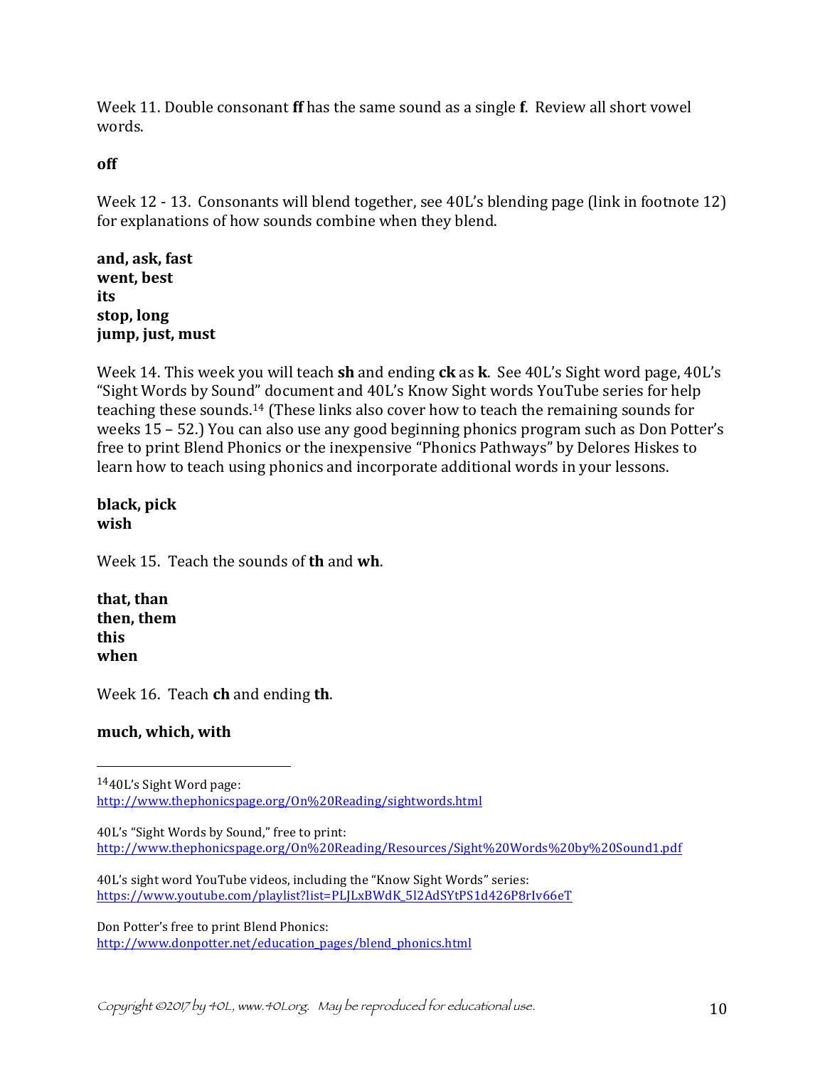Week 11. Double consonant **ff** has the same sound as a single **f**. Review all short vowel words.

**off**

Week 12 - 13. Consonants will blend together, see 40L's blending page (link in footnote 12) for explanations of how sounds combine when they blend.

**and, ask, fast**
**went, best**
**its**
**stop, long**
**jump, just, must**

Week 14. This week you will teach **sh** and ending **ck** as **k**. See 40L's Sight word page, 40L's "Sight Words by Sound" document and 40L's Know Sight words YouTube series for help teaching these sounds.[14] (These links also cover how to teach the remaining sounds for weeks 15 – 52.) You can also use any good beginning phonics program such as Don Potter's free to print Blend Phonics or the inexpensive "Phonics Pathways" by Delores Hiskes to learn how to teach using phonics and incorporate additional words in your lessons.

**black, pick**
**wish**

Week 15. Teach the sounds of **th** and **wh**.

**that, than**
**then, them**
**this**
**when**

Week 16. Teach **ch** and ending **th**.

**much, which, with**

---

[14] 40L's Sight Word page:
http://www.thephonicspage.org/On%20Reading/sightwords.html

40L's "Sight Words by Sound," free to print:
http://www.thephonicspage.org/On%20Reading/Resources/Sight%20Words%20by%20Sound1.pdf

40L's sight word YouTube videos, including the "Know Sight Words" series:
https://www.youtube.com/playlist?list=PLJLxBWdK_5l2AdSYtPS1d426P8rIv66eT

Don Potter's free to print Blend Phonics:
http://www.donpotter.net/education_pages/blend_phonics.html

*Copyright ©2017 by 40L, www.40L.org. May be reproduced for educational use.*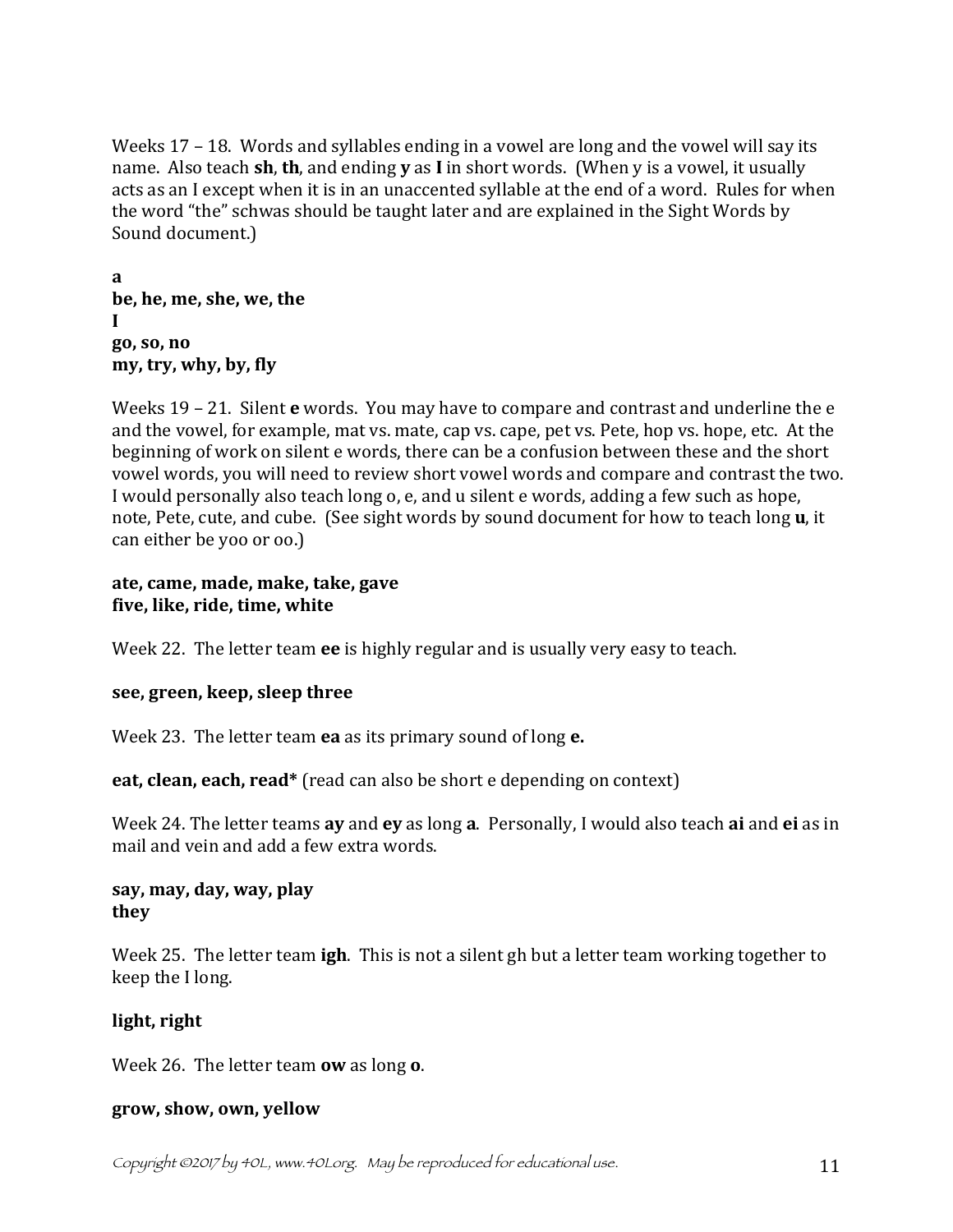Weeks 17 – 18. Words and syllables ending in a vowel are long and the vowel will say its name. Also teach **sh**, **th**, and ending **y** as **I** in short words. (When y is a vowel, it usually acts as an I except when it is in an unaccented syllable at the end of a word. Rules for when the word "the" schwas should be taught later and are explained in the Sight Words by Sound document.)

**a**
**be, he, me, she, we, the**
**I**
**go, so, no**
**my, try, why, by, fly**

Weeks 19 – 21. Silent **e** words. You may have to compare and contrast and underline the e and the vowel, for example, mat vs. mate, cap vs. cape, pet vs. Pete, hop vs. hope, etc. At the beginning of work on silent e words, there can be a confusion between these and the short vowel words, you will need to review short vowel words and compare and contrast the two. I would personally also teach long o, e, and u silent e words, adding a few such as hope, note, Pete, cute, and cube. (See sight words by sound document for how to teach long **u**, it can either be yoo or oo.)

**ate, came, made, make, take, gave**
**five, like, ride, time, white**

Week 22. The letter team **ee** is highly regular and is usually very easy to teach.

**see, green, keep, sleep three**

Week 23. The letter team **ea** as its primary sound of long **e.**

**eat, clean, each, read*** (read can also be short e depending on context)

Week 24. The letter teams **ay** and **ey** as long **a**. Personally, I would also teach **ai** and **ei** as in mail and vein and add a few extra words.

**say, may, day, way, play**
**they**

Week 25. The letter team **igh**. This is not a silent gh but a letter team working together to keep the I long.

**light, right**

Week 26. The letter team **ow** as long **o**.

**grow, show, own, yellow**

*Copyright ©2017 by 4OL, www.4OL.org. May be reproduced for educational use.*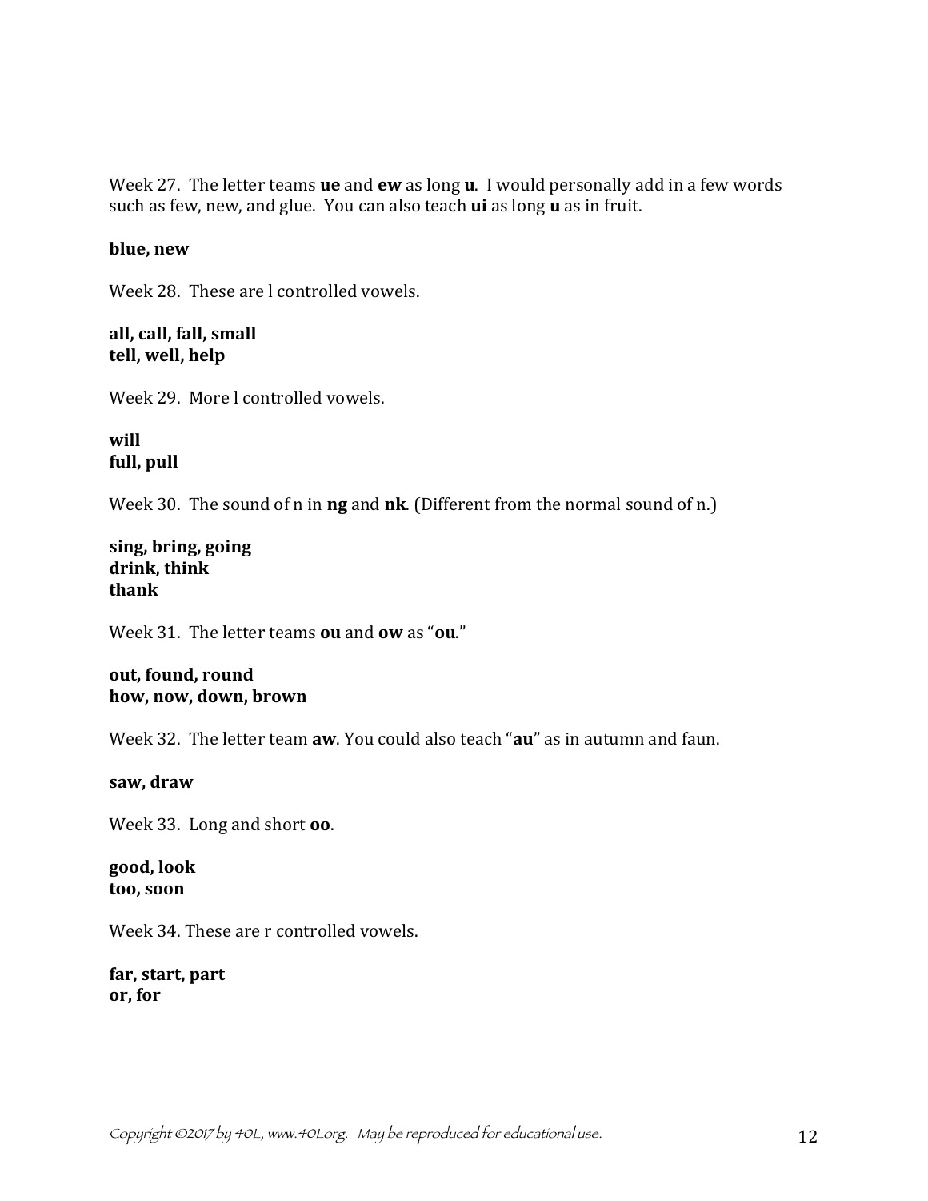Week 27.  The letter teams **ue** and **ew** as long **u**.  I would personally add in a few words such as few, new, and glue.  You can also teach **ui** as long **u** as in fruit.

**blue, new**

Week 28.  These are l controlled vowels.

**all, call, fall, small**
**tell, well, help**

Week 29.  More l controlled vowels.

**will**
**full, pull**

Week 30.  The sound of n in **ng** and **nk**. (Different from the normal sound of n.)

**sing, bring, going**
**drink, think**
**thank**

Week 31.  The letter teams **ou** and **ow** as "**ou**."

**out, found, round**
**how, now, down, brown**

Week 32.  The letter team **aw**. You could also teach "**au**" as in autumn and faun.

**saw, draw**

Week 33.  Long and short **oo**.

**good, look**
**too, soon**

Week 34. These are r controlled vowels.

**far, start, part**
**or, for**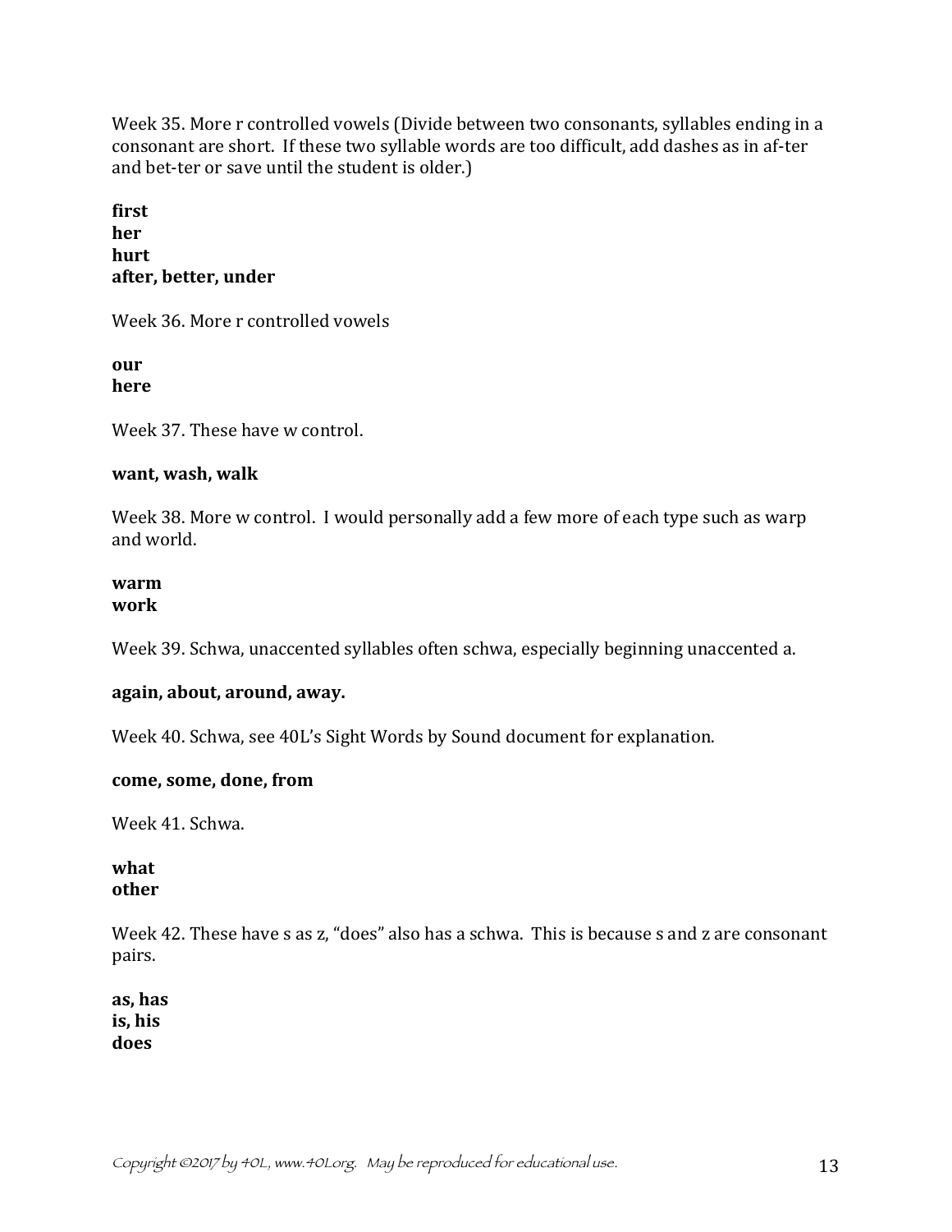Week 35. More r controlled vowels (Divide between two consonants, syllables ending in a consonant are short. If these two syllable words are too difficult, add dashes as in af-ter and bet-ter or save until the student is older.)

**first**
**her**
**hurt**
**after, better, under**

Week 36. More r controlled vowels

**our**
**here**

Week 37. These have w control.

**want, wash, walk**

Week 38. More w control. I would personally add a few more of each type such as warp and world.

**warm**
**work**

Week 39. Schwa, unaccented syllables often schwa, especially beginning unaccented a.

**again, about, around, away.**

Week 40. Schwa, see 40L's Sight Words by Sound document for explanation.

**come, some, done, from**

Week 41. Schwa.

**what**
**other**

Week 42. These have s as z, "does" also has a schwa. This is because s and z are consonant pairs.

**as, has**
**is, his**
**does**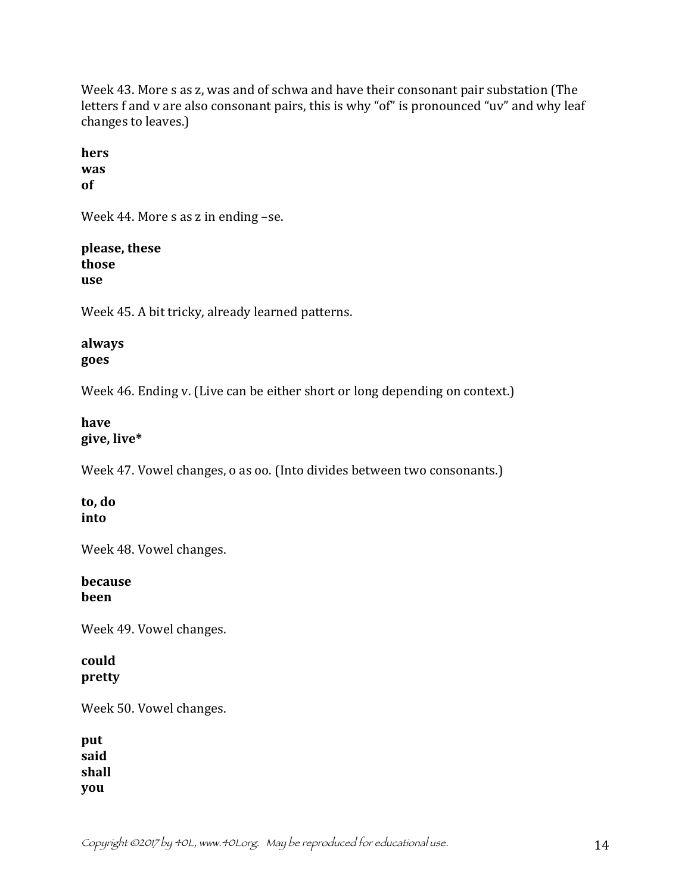Week 43. More s as z, was and of schwa and have their consonant pair substation (The letters f and v are also consonant pairs, this is why "of" is pronounced "uv" and why leaf changes to leaves.)

**hers**
**was**
**of**

Week 44. More s as z in ending –se.

**please, these**
**those**
**use**

Week 45. A bit tricky, already learned patterns.

**always**
**goes**

Week 46. Ending v. (Live can be either short or long depending on context.)

**have**
**give, live***

Week 47. Vowel changes, o as oo. (Into divides between two consonants.)

**to, do**
**into**

Week 48. Vowel changes.

**because**
**been**

Week 49. Vowel changes.

**could**
**pretty**

Week 50. Vowel changes.

**put**
**said**
**shall**
**you**

*Copyright ©2017 by 40L, www.40L.org. May be reproduced for educational use.*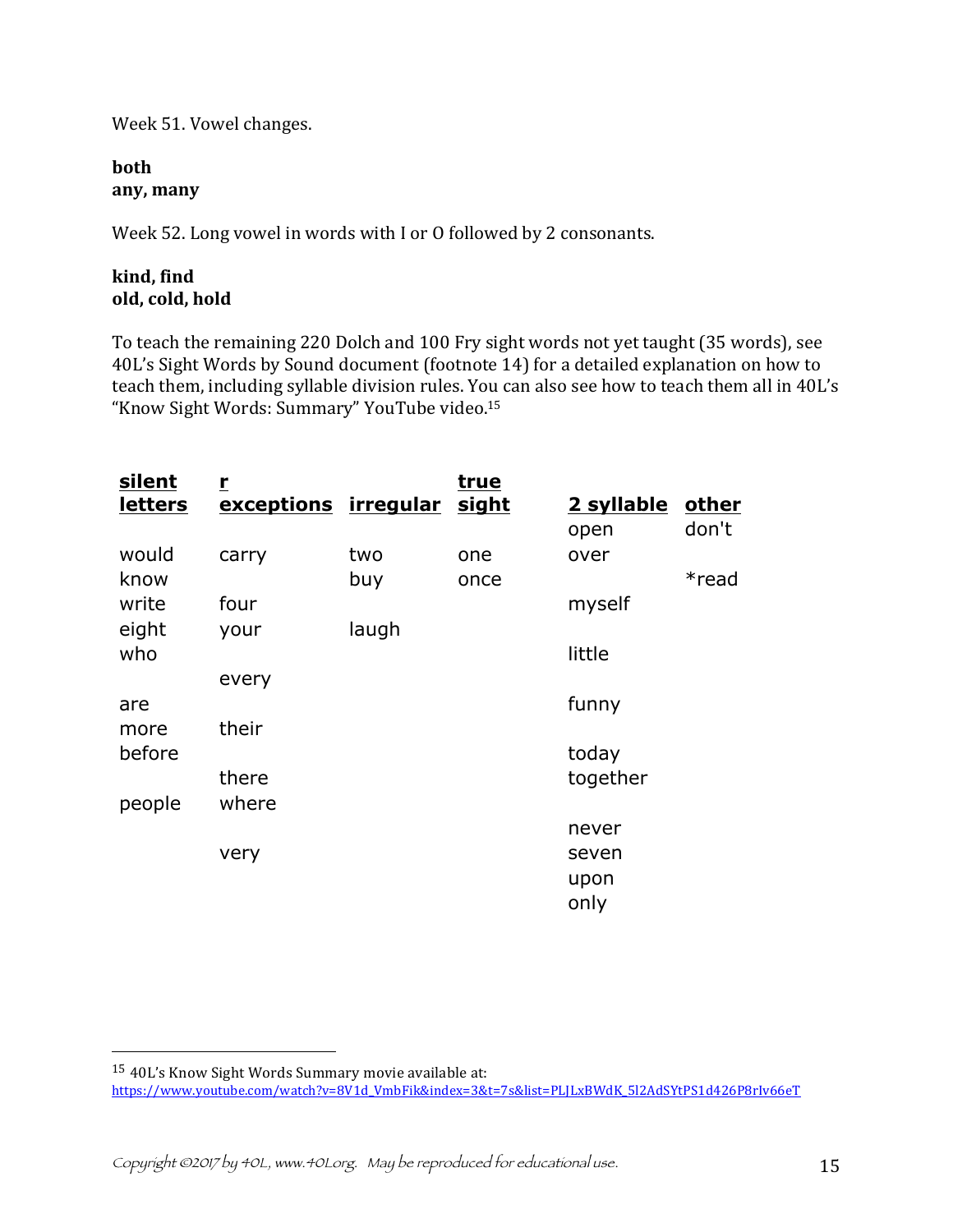Week 51. Vowel changes.

**both**
**any, many**

Week 52. Long vowel in words with I or O followed by 2 consonants.

**kind, find**
**old, cold, hold**

To teach the remaining 220 Dolch and 100 Fry sight words not yet taught (35 words), see 40L's Sight Words by Sound document (footnote 14) for a detailed explanation on how to teach them, including syllable division rules. You can also see how to teach them all in 40L's "Know Sight Words: Summary" YouTube video.[15]

| **silent letters** | **r exceptions** | **irregular** | **true sight** | **2 syllable** | **other** |
|---|---|---|---|---|---|
| | | | | open | don't |
| would | carry | two | one | over | |
| know | | buy | once | | *read |
| write | four | | | myself | |
| eight | your | laugh | | | |
| who | | | | little | |
| | every | | | | |
| are | | | | funny | |
| more | their | | | | |
| before | | | | today | |
| | there | | | together | |
| people | where | | | | |
| | | | | never | |
| | very | | | seven | |
| | | | | upon | |
| | | | | only | |

---

[15] 40L's Know Sight Words Summary movie available at: https://www.youtube.com/watch?v=8V1d_VmbFik&index=3&t=7s&list=PLJLxBWdK_5l2AdSYtPS1d426P8rIv66eT